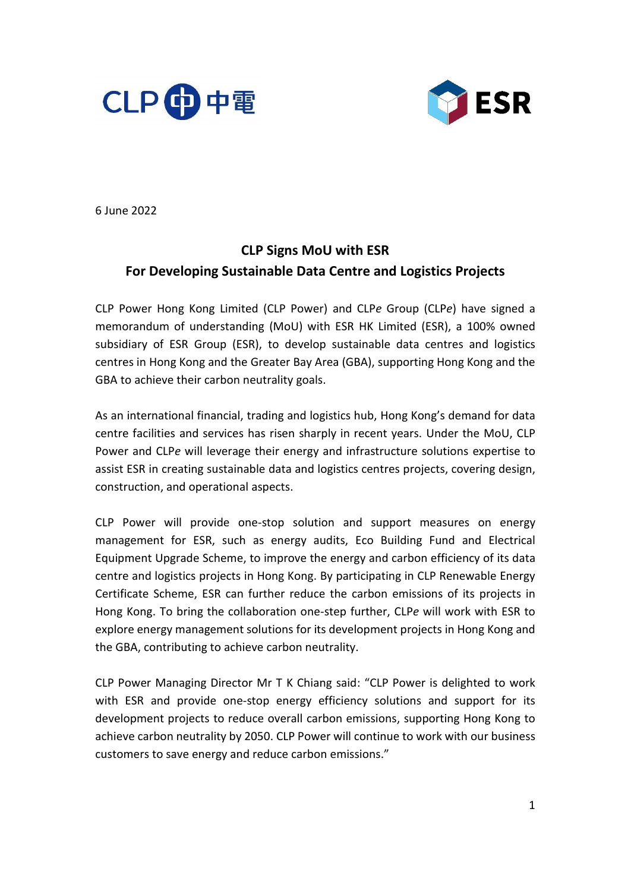6 June 2022

## CLP Signs MoU with ESR
## For Developing Sustainable Data Centre and Logistics Projects

CLP Power Hong Kong Limited (CLP Power) and CLP*e* Group (CLP*e*) have signed a memorandum of understanding (MoU) with ESR HK Limited (ESR), a 100% owned subsidiary of ESR Group (ESR), to develop sustainable data centres and logistics centres in Hong Kong and the Greater Bay Area (GBA), supporting Hong Kong and the GBA to achieve their carbon neutrality goals.

As an international financial, trading and logistics hub, Hong Kong's demand for data centre facilities and services has risen sharply in recent years. Under the MoU, CLP Power and CLP*e* will leverage their energy and infrastructure solutions expertise to assist ESR in creating sustainable data and logistics centres projects, covering design, construction, and operational aspects.

CLP Power will provide one-stop solution and support measures on energy management for ESR, such as energy audits, Eco Building Fund and Electrical Equipment Upgrade Scheme, to improve the energy and carbon efficiency of its data centre and logistics projects in Hong Kong. By participating in CLP Renewable Energy Certificate Scheme, ESR can further reduce the carbon emissions of its projects in Hong Kong. To bring the collaboration one-step further, CLP*e* will work with ESR to explore energy management solutions for its development projects in Hong Kong and the GBA, contributing to achieve carbon neutrality.

CLP Power Managing Director Mr T K Chiang said: "CLP Power is delighted to work with ESR and provide one-stop energy efficiency solutions and support for its development projects to reduce overall carbon emissions, supporting Hong Kong to achieve carbon neutrality by 2050. CLP Power will continue to work with our business customers to save energy and reduce carbon emissions."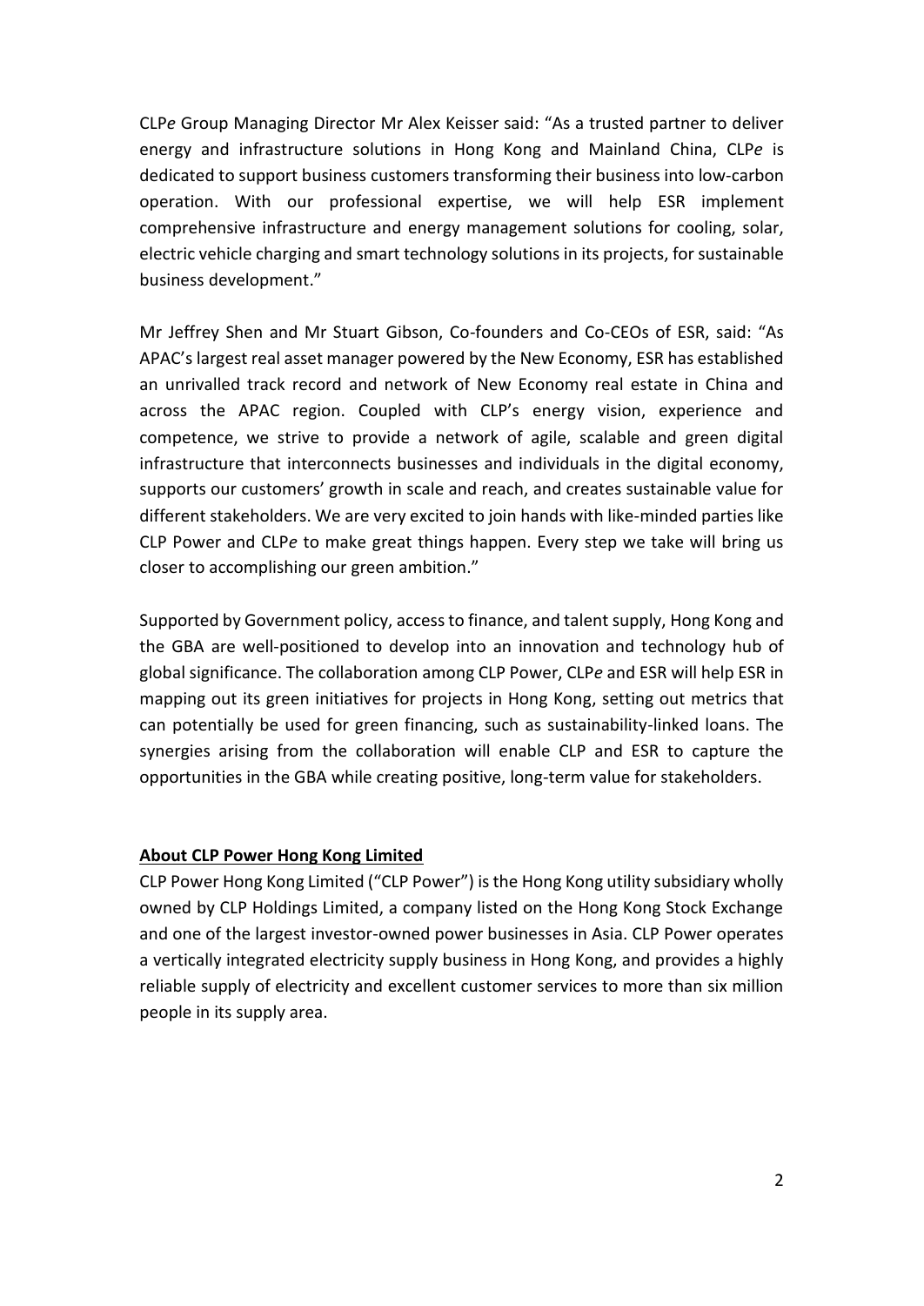CLP*e* Group Managing Director Mr Alex Keisser said: "As a trusted partner to deliver energy and infrastructure solutions in Hong Kong and Mainland China, CLP*e* is dedicated to support business customers transforming their business into low-carbon operation. With our professional expertise, we will help ESR implement comprehensive infrastructure and energy management solutions for cooling, solar, electric vehicle charging and smart technology solutions in its projects, for sustainable business development."

Mr Jeffrey Shen and Mr Stuart Gibson, Co-founders and Co-CEOs of ESR, said: "As APAC's largest real asset manager powered by the New Economy, ESR has established an unrivalled track record and network of New Economy real estate in China and across the APAC region. Coupled with CLP's energy vision, experience and competence, we strive to provide a network of agile, scalable and green digital infrastructure that interconnects businesses and individuals in the digital economy, supports our customers' growth in scale and reach, and creates sustainable value for different stakeholders. We are very excited to join hands with like-minded parties like CLP Power and CLP*e* to make great things happen. Every step we take will bring us closer to accomplishing our green ambition."

Supported by Government policy, access to finance, and talent supply, Hong Kong and the GBA are well-positioned to develop into an innovation and technology hub of global significance. The collaboration among CLP Power, CLP*e* and ESR will help ESR in mapping out its green initiatives for projects in Hong Kong, setting out metrics that can potentially be used for green financing, such as sustainability-linked loans. The synergies arising from the collaboration will enable CLP and ESR to capture the opportunities in the GBA while creating positive, long-term value for stakeholders.

**About CLP Power Hong Kong Limited**

CLP Power Hong Kong Limited ("CLP Power") is the Hong Kong utility subsidiary wholly owned by CLP Holdings Limited, a company listed on the Hong Kong Stock Exchange and one of the largest investor-owned power businesses in Asia. CLP Power operates a vertically integrated electricity supply business in Hong Kong, and provides a highly reliable supply of electricity and excellent customer services to more than six million people in its supply area.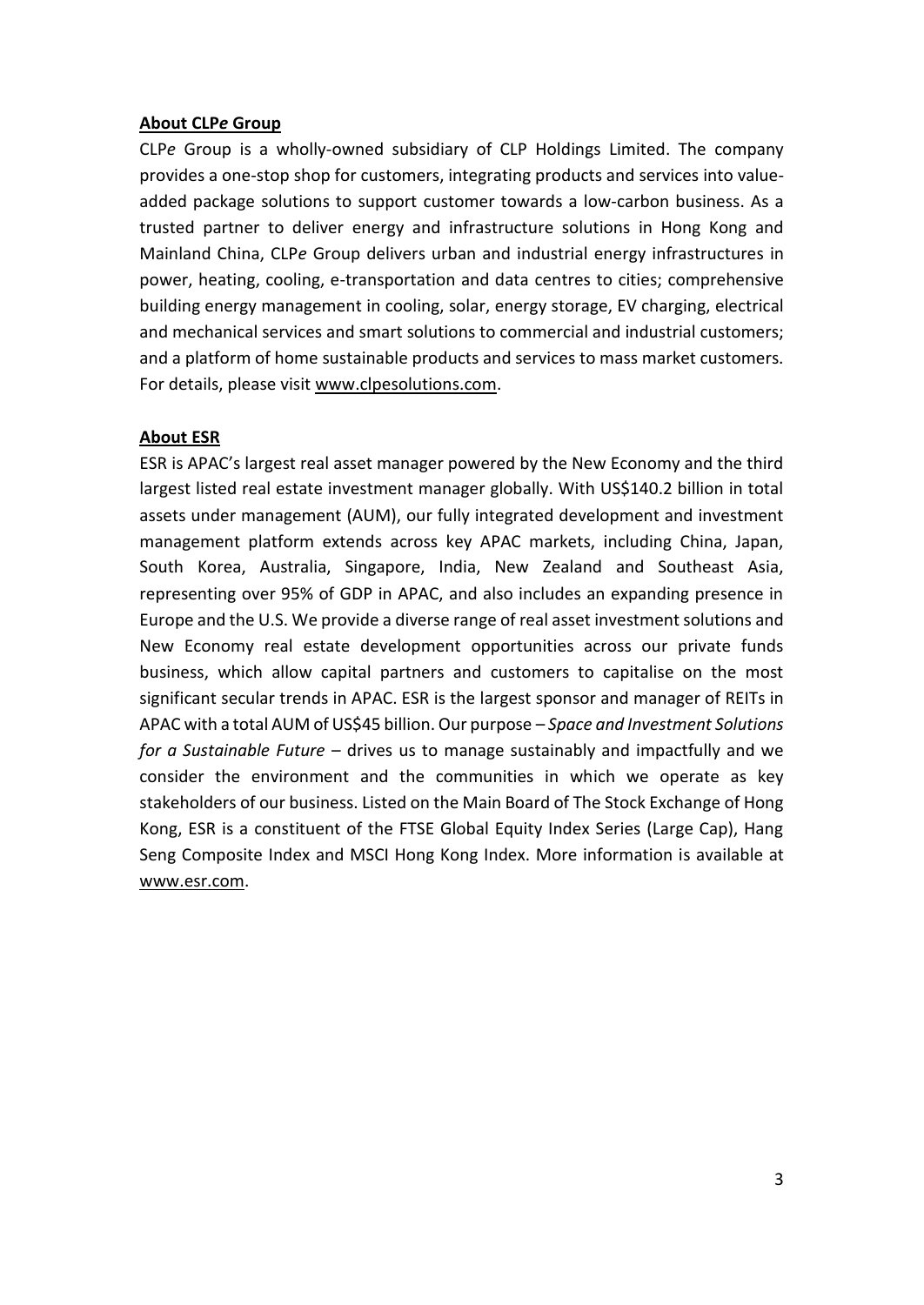**About CLP*e* Group**

CLP*e* Group is a wholly-owned subsidiary of CLP Holdings Limited. The company provides a one-stop shop for customers, integrating products and services into value-added package solutions to support customer towards a low-carbon business. As a trusted partner to deliver energy and infrastructure solutions in Hong Kong and Mainland China, CLP*e* Group delivers urban and industrial energy infrastructures in power, heating, cooling, e-transportation and data centres to cities; comprehensive building energy management in cooling, solar, energy storage, EV charging, electrical and mechanical services and smart solutions to commercial and industrial customers; and a platform of home sustainable products and services to mass market customers. For details, please visit www.clpesolutions.com.

**About ESR**

ESR is APAC's largest real asset manager powered by the New Economy and the third largest listed real estate investment manager globally. With US$140.2 billion in total assets under management (AUM), our fully integrated development and investment management platform extends across key APAC markets, including China, Japan, South Korea, Australia, Singapore, India, New Zealand and Southeast Asia, representing over 95% of GDP in APAC, and also includes an expanding presence in Europe and the U.S. We provide a diverse range of real asset investment solutions and New Economy real estate development opportunities across our private funds business, which allow capital partners and customers to capitalise on the most significant secular trends in APAC. ESR is the largest sponsor and manager of REITs in APAC with a total AUM of US$45 billion. Our purpose – *Space and Investment Solutions for a Sustainable Future* – drives us to manage sustainably and impactfully and we consider the environment and the communities in which we operate as key stakeholders of our business. Listed on the Main Board of The Stock Exchange of Hong Kong, ESR is a constituent of the FTSE Global Equity Index Series (Large Cap), Hang Seng Composite Index and MSCI Hong Kong Index. More information is available at www.esr.com.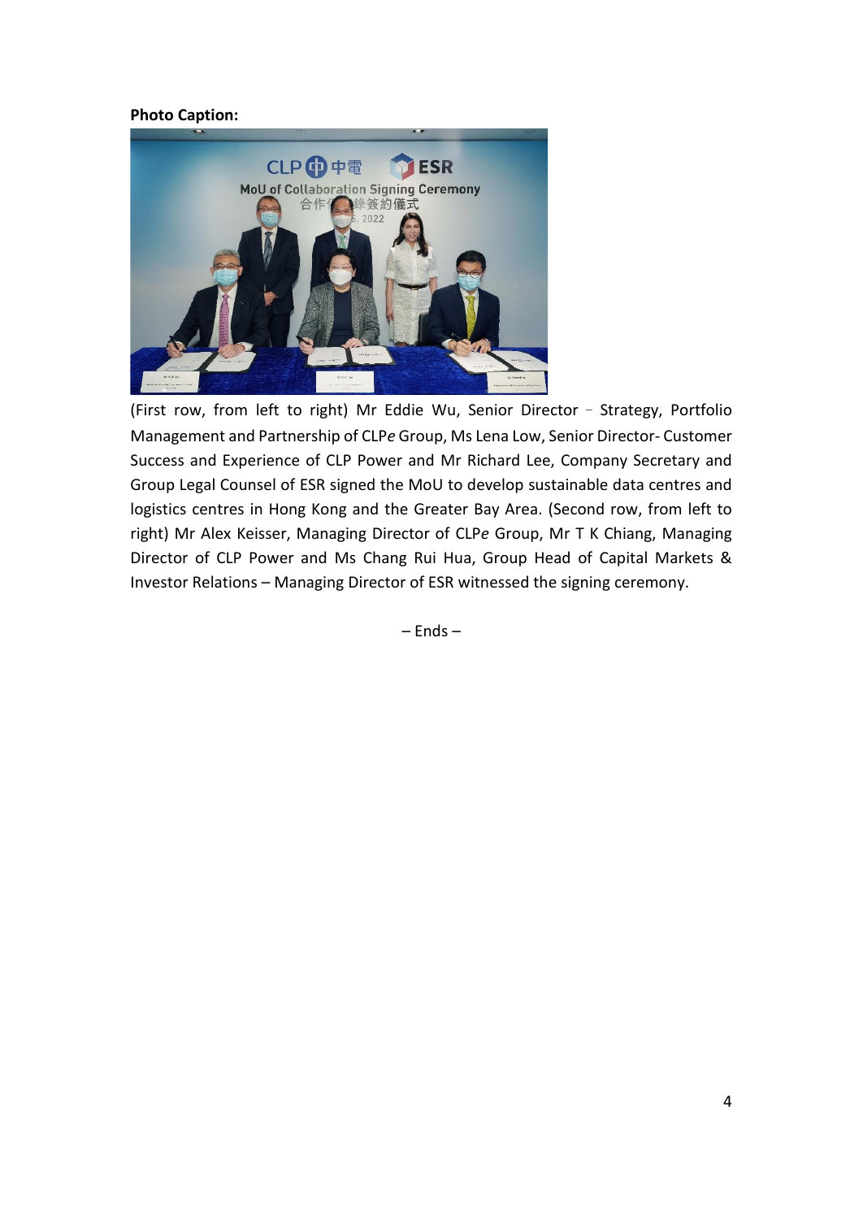**Photo Caption:**

(First row, from left to right) Mr Eddie Wu, Senior Director – Strategy, Portfolio Management and Partnership of CLP*e* Group, Ms Lena Low, Senior Director- Customer Success and Experience of CLP Power and Mr Richard Lee, Company Secretary and Group Legal Counsel of ESR signed the MoU to develop sustainable data centres and logistics centres in Hong Kong and the Greater Bay Area. (Second row, from left to right) Mr Alex Keisser, Managing Director of CLP*e* Group, Mr T K Chiang, Managing Director of CLP Power and Ms Chang Rui Hua, Group Head of Capital Markets & Investor Relations – Managing Director of ESR witnessed the signing ceremony.

– Ends –